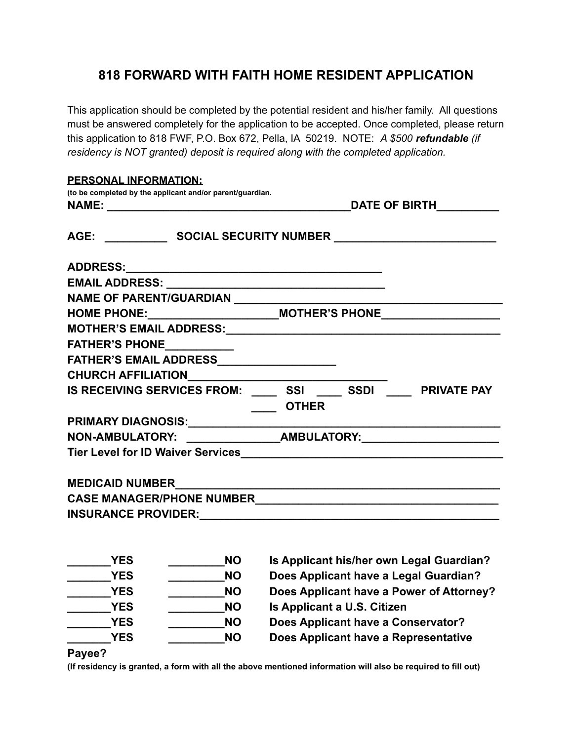# 818 FORWARD WITH FAITH HOME RESIDENT APPLICATION

This application should be completed by the potential resident and his/her family. All questions must be answered completely for the application to be accepted. Once completed, please return this application to 818 FWF, P.O. Box 672, Pella, IA 50219. NOTE: *A $500 **refundable** (if residency is NOT granted) deposit is required along with the completed application.*

**PERSONAL INFORMATION:**

**(to be completed by the applicant and/or parent/guardian.**

**NAME: ________________________________________DATE OF BIRTH__________**

**AGE: __________ SOCIAL SECURITY NUMBER __________________________**

**ADDRESS:__________________________________________**

**EMAIL ADDRESS: ____________________________________**

**NAME OF PARENT/GUARDIAN ____________________________________________**

**HOME PHONE:_____________________MOTHER'S PHONE___________________**

**MOTHER'S EMAIL ADDRESS:____________________________________________**

**FATHER'S PHONE___________**

**FATHER'S EMAIL ADDRESS___________________**

**CHURCH AFFILIATION________________________________**

**IS RECEIVING SERVICES FROM: ____ SSI ____ SSDI ____ PRIVATE PAY ____ OTHER**

**PRIMARY DIAGNOSIS:___________________________________________________**

**NON-AMBULATORY: _______________AMBULATORY:______________________**

**Tier Level for ID Waiver Services___________________________________________**

**MEDICAID NUMBER____________________________________________________**

**CASE MANAGER/PHONE NUMBER_______________________________________**

**INSURANCE PROVIDER:_________________________________________________**

**_______YES _________NO Is Applicant his/her own Legal Guardian?**

**_______YES _________NO Does Applicant have a Legal Guardian?**

**_______YES _________NO Does Applicant have a Power of Attorney?**

**_______YES _________NO Is Applicant a U.S. Citizen**

**_______YES _________NO Does Applicant have a Conservator?**

**_______YES _________NO Does Applicant have a Representative Payee?**

**(If residency is granted, a form with all the above mentioned information will also be required to fill out)**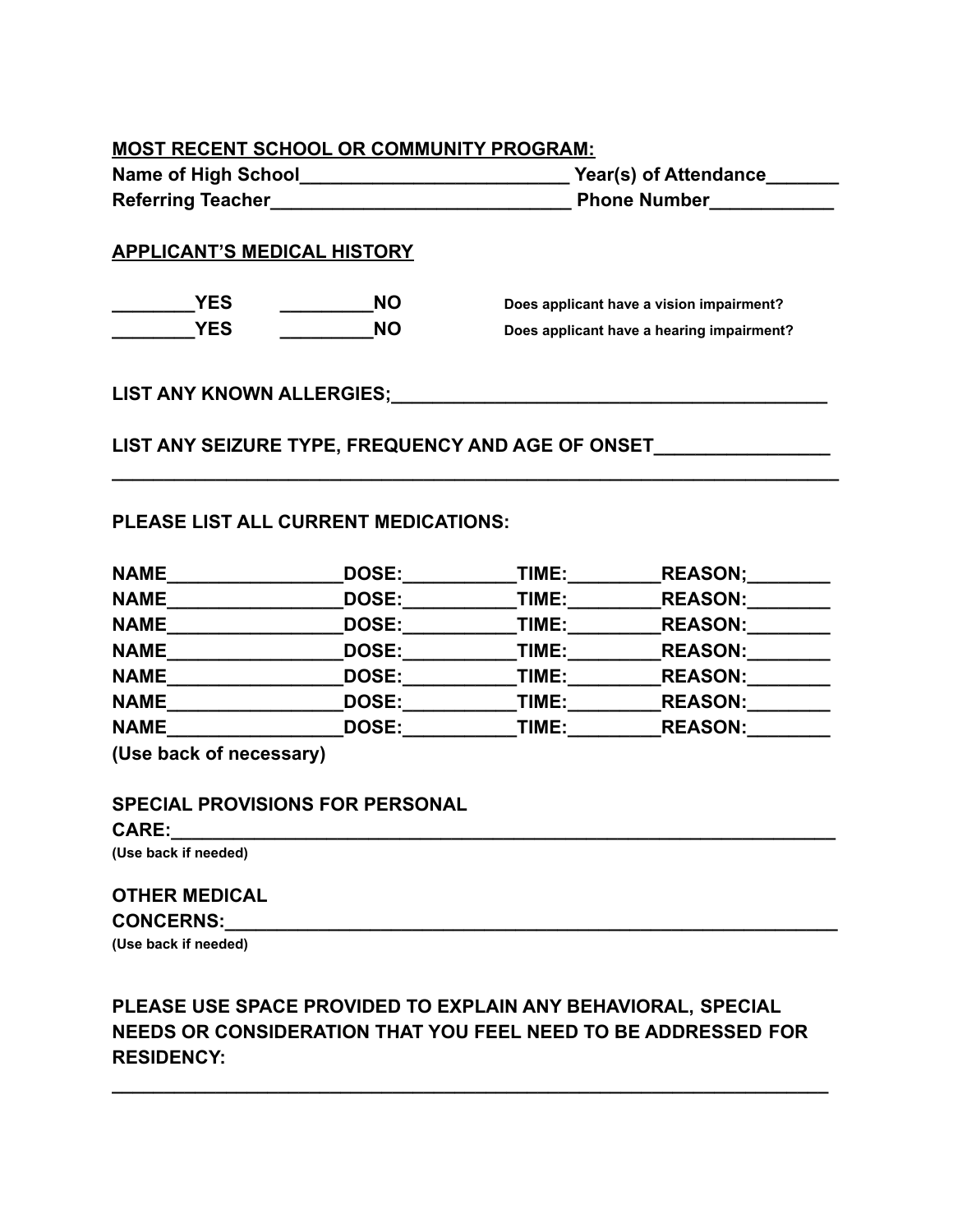**MOST RECENT SCHOOL OR COMMUNITY PROGRAM:**

**Name of High School__________________________ Year(s) of Attendance_______**

**Referring Teacher_____________________________ Phone Number____________**

**APPLICANT'S MEDICAL HISTORY**

| | | |
|---|---|---|
| ________YES | _________NO | Does applicant have a vision impairment? |
| ________YES | _________NO | Does applicant have a hearing impairment? |

**LIST ANY KNOWN ALLERGIES;___________________________________________**

**LIST ANY SEIZURE TYPE, FREQUENCY AND AGE OF ONSET________________**

**_____________________________________________________________________**

**PLEASE LIST ALL CURRENT MEDICATIONS:**

| | | | |
|---|---|---|---|
| NAME_________________ | DOSE:___________ | TIME:_________ | REASON;________ |
| NAME_________________ | DOSE:___________ | TIME:_________ | REASON:________ |
| NAME_________________ | DOSE:___________ | TIME:_________ | REASON:________ |
| NAME_________________ | DOSE:___________ | TIME:_________ | REASON:________ |
| NAME_________________ | DOSE:___________ | TIME:_________ | REASON:________ |
| NAME_________________ | DOSE:___________ | TIME:_________ | REASON:________ |
| NAME_________________ | DOSE:___________ | TIME:_________ | REASON:________ |

**(Use back of necessary)**

**SPECIAL PROVISIONS FOR PERSONAL CARE:_________________________________________________________________**

**(Use back if needed)**

**OTHER MEDICAL CONCERNS:_____________________________________________________________**

**(Use back if needed)**

**PLEASE USE SPACE PROVIDED TO EXPLAIN ANY BEHAVIORAL, SPECIAL NEEDS OR CONSIDERATION THAT YOU FEEL NEED TO BE ADDRESSED FOR RESIDENCY:**

**_____________________________________________________________________**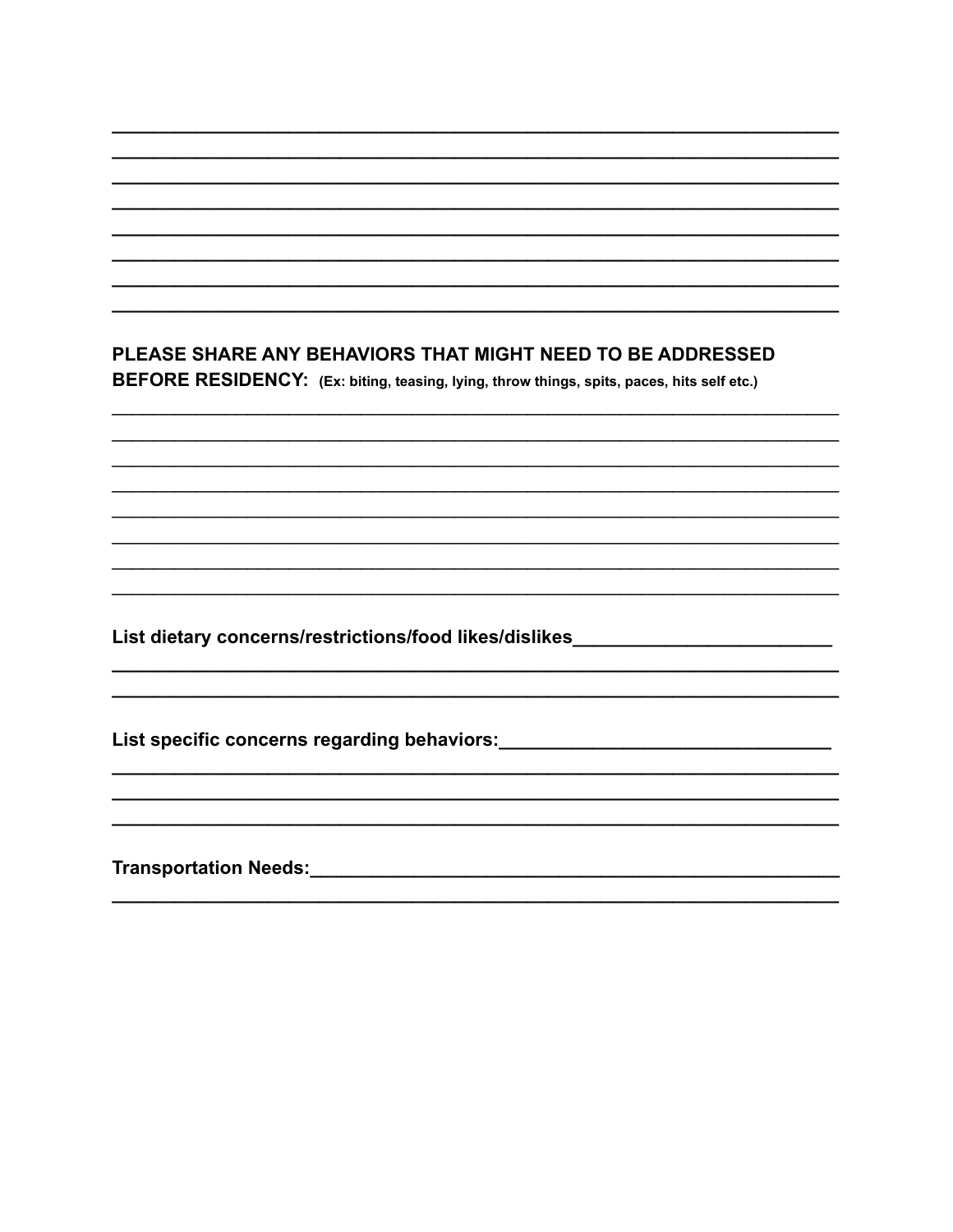PLEASE SHARE ANY BEHAVIORS THAT MIGHT NEED TO BE ADDRESSED BEFORE RESIDENCY: (Ex: biting, teasing, lying, throw things, spits, paces, hits self etc.)

List dietary concerns/restrictions/food likes/dislikes

List specific concerns regarding behaviors:

Transportation Needs: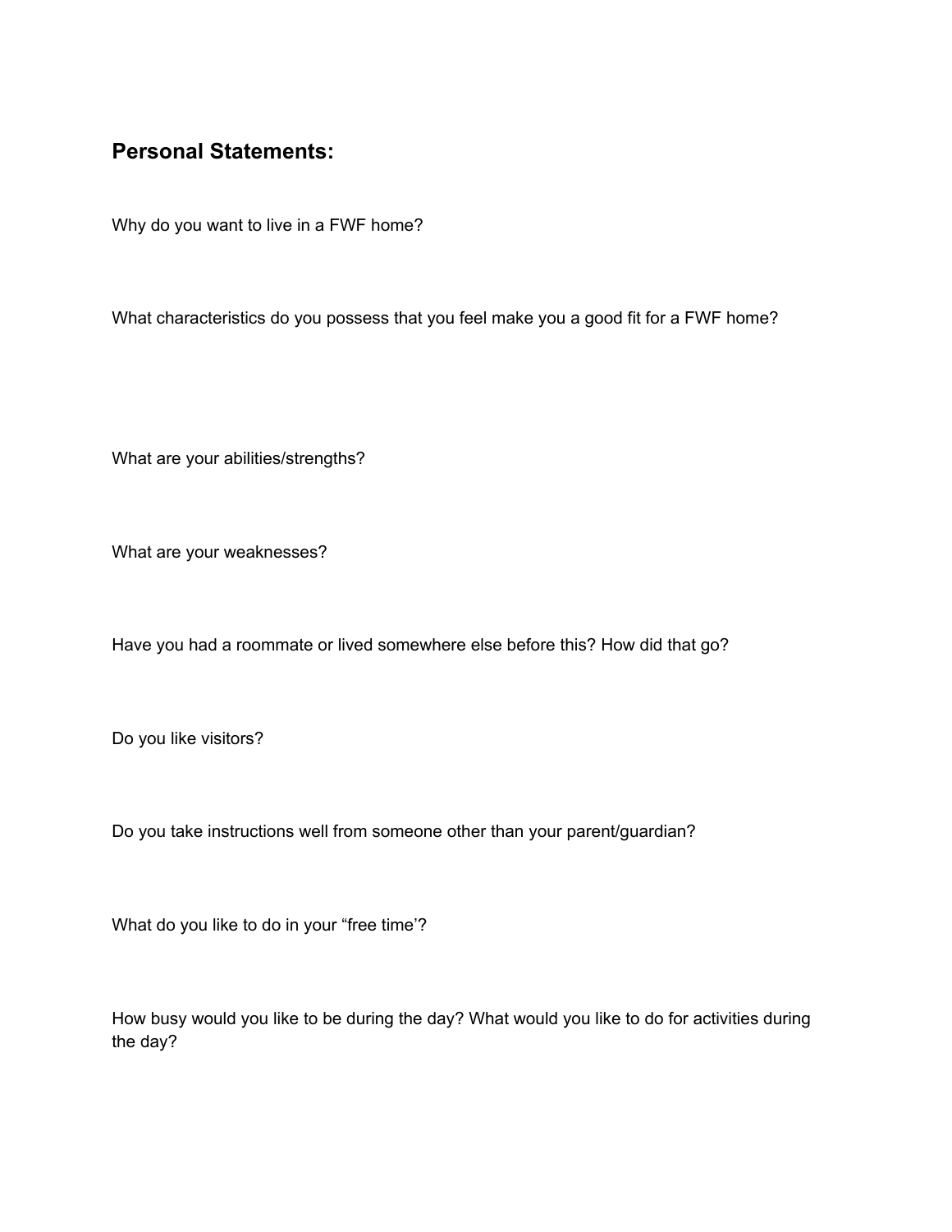## Personal Statements:

Why do you want to live in a FWF home?

What characteristics do you possess that you feel make you a good fit for a FWF home?

What are your abilities/strengths?

What are your weaknesses?

Have you had a roommate or lived somewhere else before this? How did that go?

Do you like visitors?

Do you take instructions well from someone other than your parent/guardian?

What do you like to do in your “free time’?

How busy would you like to be during the day? What would you like to do for activities during the day?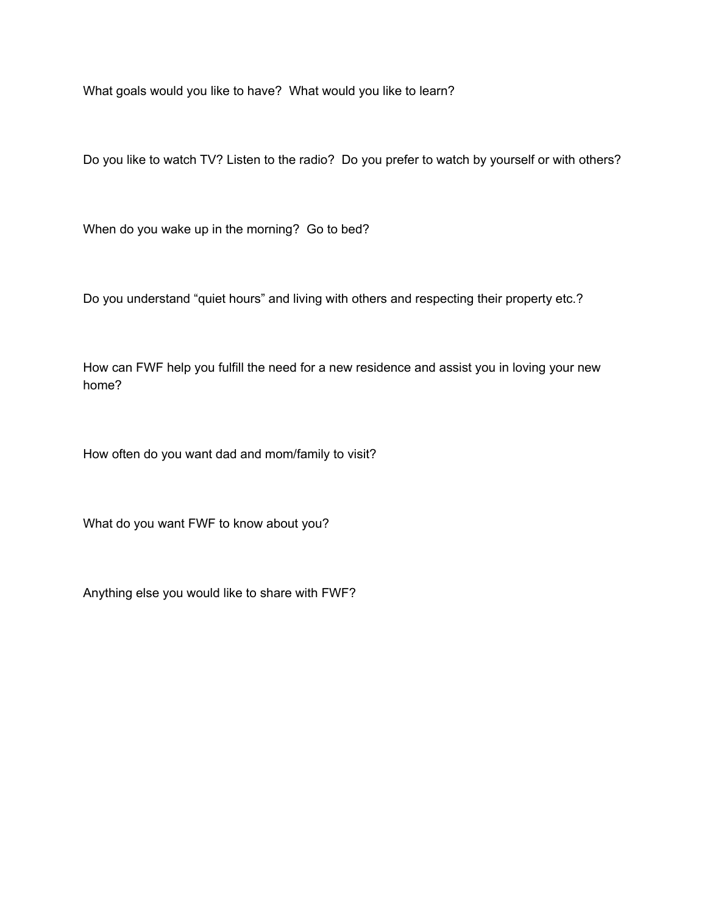What goals would you like to have? What would you like to learn?

Do you like to watch TV? Listen to the radio? Do you prefer to watch by yourself or with others?

When do you wake up in the morning? Go to bed?

Do you understand “quiet hours” and living with others and respecting their property etc.?

How can FWF help you fulfill the need for a new residence and assist you in loving your new home?

How often do you want dad and mom/family to visit?

What do you want FWF to know about you?

Anything else you would like to share with FWF?